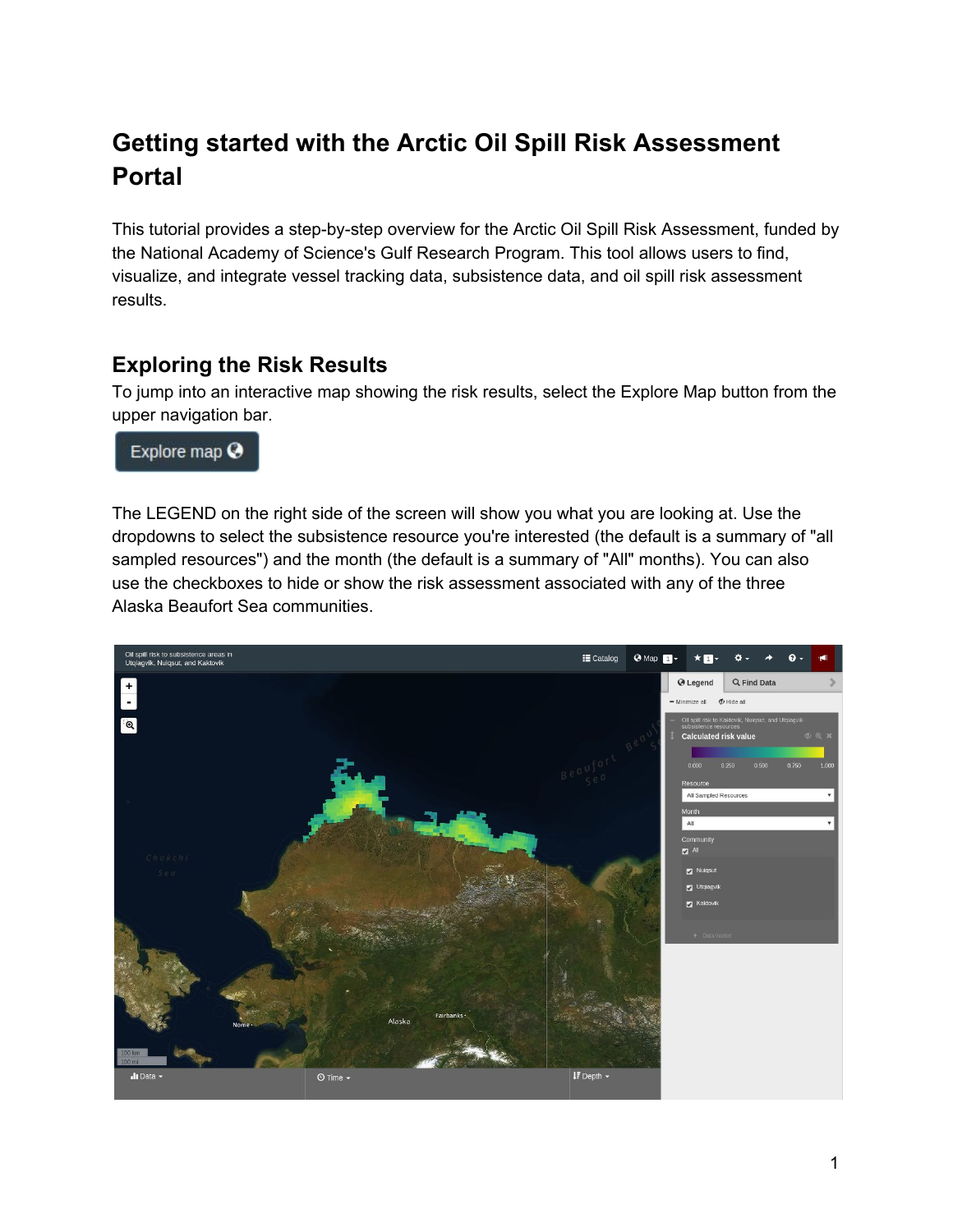# Getting started with the Arctic Oil Spill Risk Assessment Portal

This tutorial provides a step-by-step overview for the Arctic Oil Spill Risk Assessment, funded by the National Academy of Science's Gulf Research Program. This tool allows users to find, visualize, and integrate vessel tracking data, subsistence data, and oil spill risk assessment results.

## Exploring the Risk Results

To jump into an interactive map showing the risk results, select the Explore Map button from the upper navigation bar.

The LEGEND on the right side of the screen will show you what you are looking at. Use the dropdowns to select the subsistence resource you're interested (the default is a summary of "all sampled resources") and the month (the default is a summary of "All" months). You can also use the checkboxes to hide or show the risk assessment associated with any of the three Alaska Beaufort Sea communities.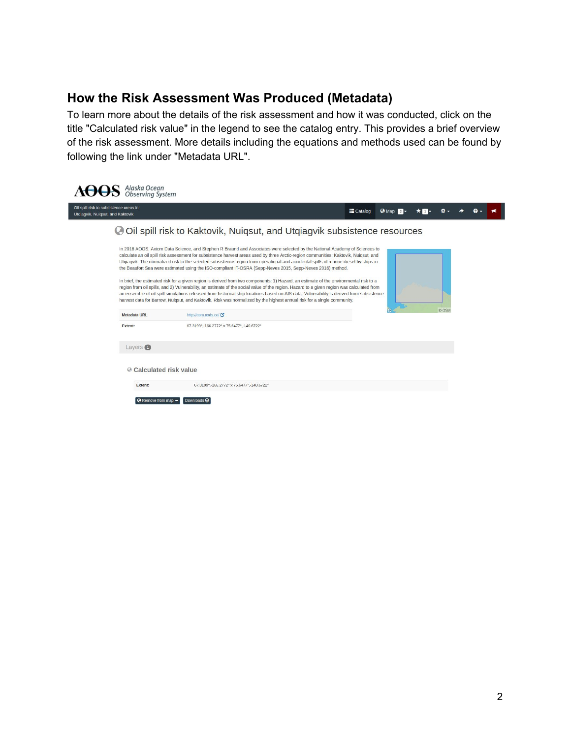## How the Risk Assessment Was Produced (Metadata)

To learn more about the details of the risk assessment and how it was conducted, click on the title "Calculated risk value" in the legend to see the catalog entry. This provides a brief overview of the risk assessment. More details including the equations and methods used can be found by following the link under "Metadata URL".

AOOS Alaska Ocean Observing System

Oil spill risk to subsistence areas in Utqiagvik, Nuiqsut, and Kaktovik

Catalog | Map

### Oil spill risk to Kaktovik, Nuiqsut, and Utqiagvik subsistence resources

In 2018 AOOS, Axiom Data Science, and Stephen R Braund and Associates were selected by the National Academy of Sciences to calculate an oil spill risk assessment for subsistence harvest areas used by three Arctic-region communities: Kaktovik, Nuiqsut, and Utqiagvik. The normalized risk to the selected subsistence region from operational and accidental spills of marine diesel by ships in the Beaufort Sea were estimated using the ISO-compliant IT-OSRA (Sepp-Neves 2015, Sepp-Neves 2016) method.

In brief, the estimated risk for a given region is derived from two components: 1) Hazard, an estimate of the environmental risk to a region from oil spills, and 2) Vulnerability, an estimate of the social value of the region. Hazard to a given region was calculated from an ensemble of oil spill simulations released from historical ship locations based on AIS data. Vulnerability is derived from subsistence harvest data for Barrow, Nuiqsut, and Kaktovik. Risk was normalized by the highest annual risk for a single community.

| | |
|---|---|
| Metadata URL | http://osra.axds.co/ |
| Extent: | 67.3199°,-166.2772° x 75.6477°,-140.6722° |

Layers 1

**Calculated risk value**

| | |
|---|---|
| Extent: | 67.3199°,-166.2772° x 75.6477°,-140.6722° |

Remove from map | Downloads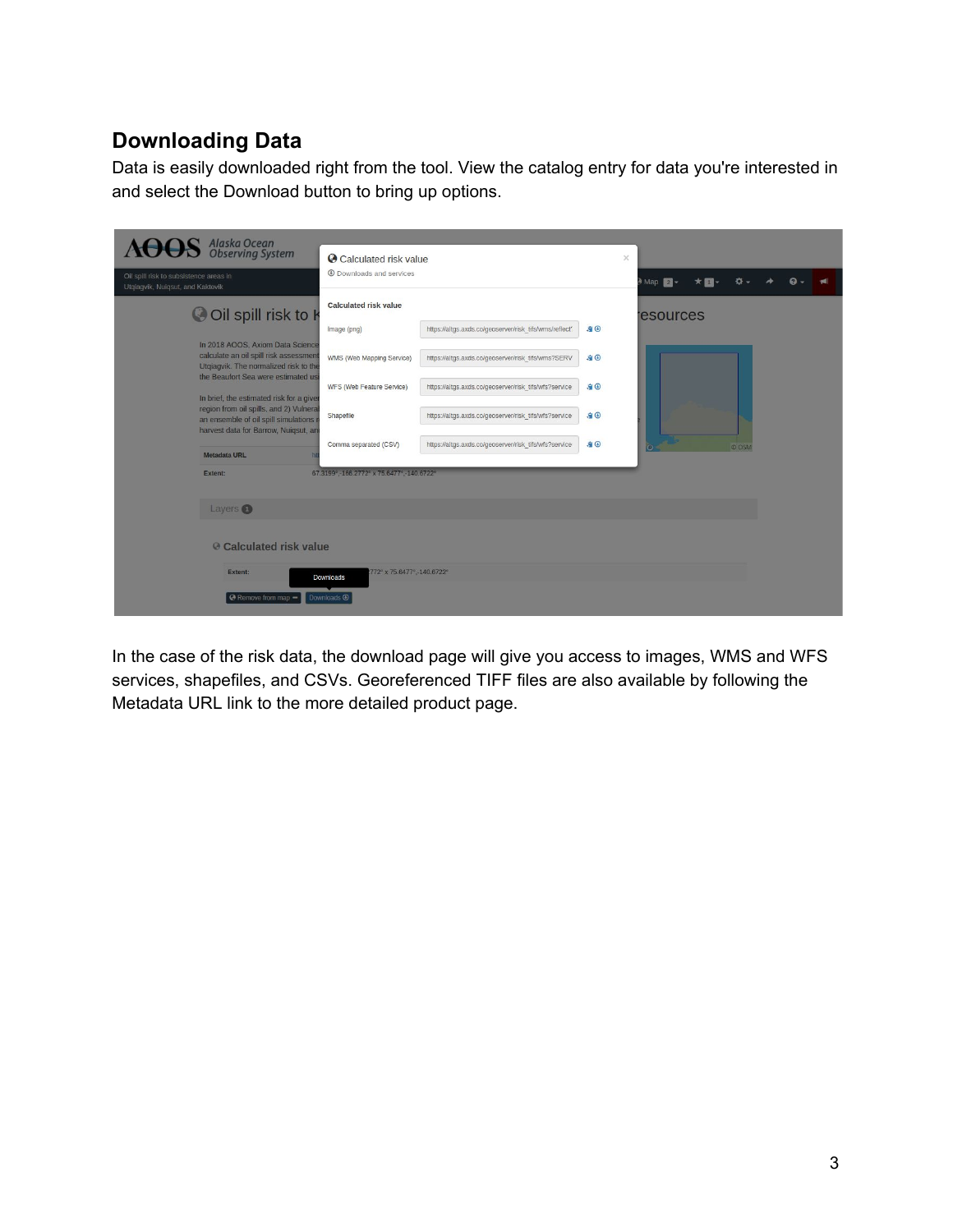## Downloading Data

Data is easily downloaded right from the tool. View the catalog entry for data you're interested in and select the Download button to bring up options.

In the case of the risk data, the download page will give you access to images, WMS and WFS services, shapefiles, and CSVs. Georeferenced TIFF files are also available by following the Metadata URL link to the more detailed product page.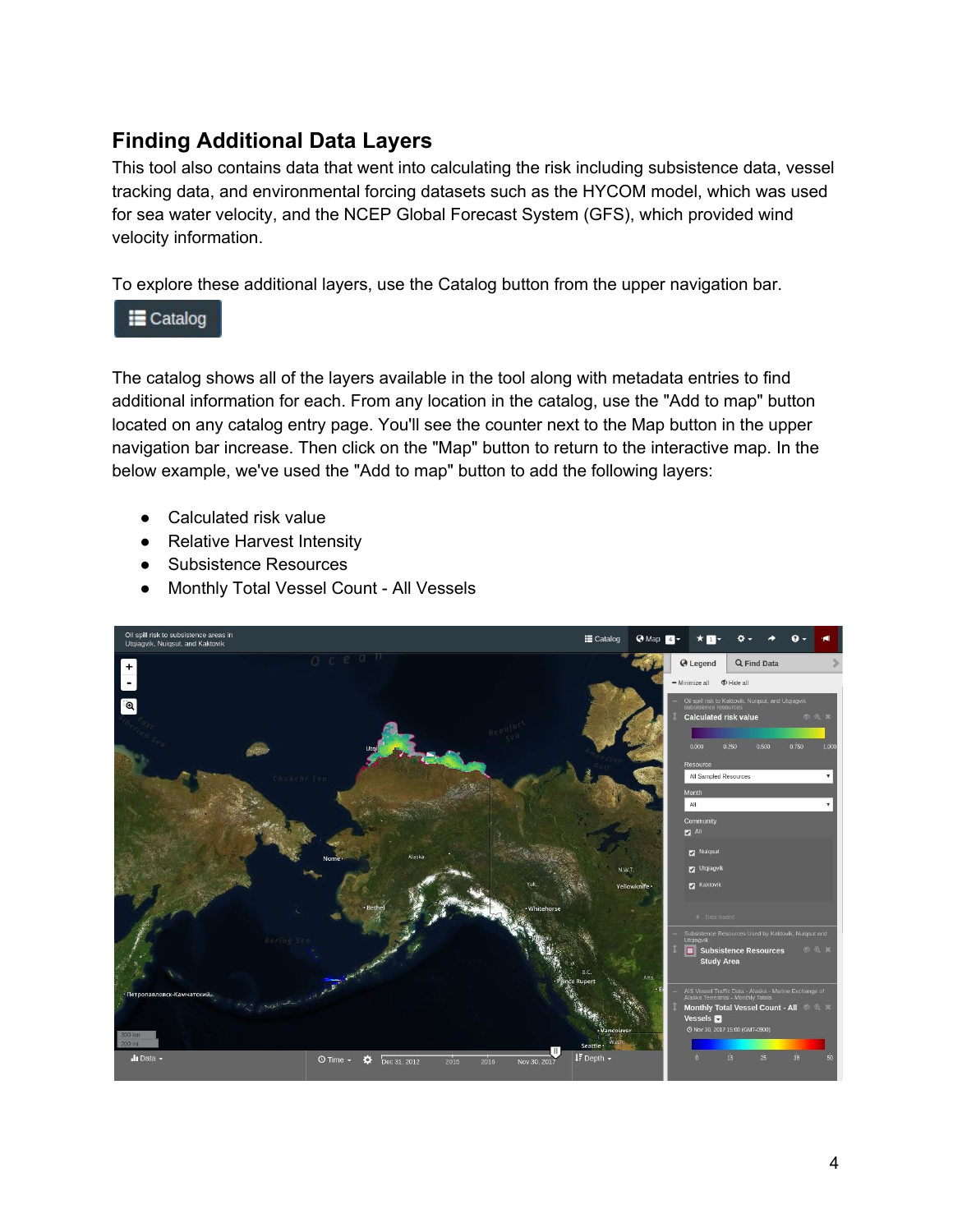## Finding Additional Data Layers

This tool also contains data that went into calculating the risk including subsistence data, vessel tracking data, and environmental forcing datasets such as the HYCOM model, which was used for sea water velocity, and the NCEP Global Forecast System (GFS), which provided wind velocity information.

To explore these additional layers, use the Catalog button from the upper navigation bar.

Catalog

The catalog shows all of the layers available in the tool along with metadata entries to find additional information for each. From any location in the catalog, use the "Add to map" button located on any catalog entry page. You'll see the counter next to the Map button in the upper navigation bar increase. Then click on the "Map" button to return to the interactive map. In the below example, we've used the "Add to map" button to add the following layers:

- Calculated risk value
- Relative Harvest Intensity
- Subsistence Resources
- Monthly Total Vessel Count - All Vessels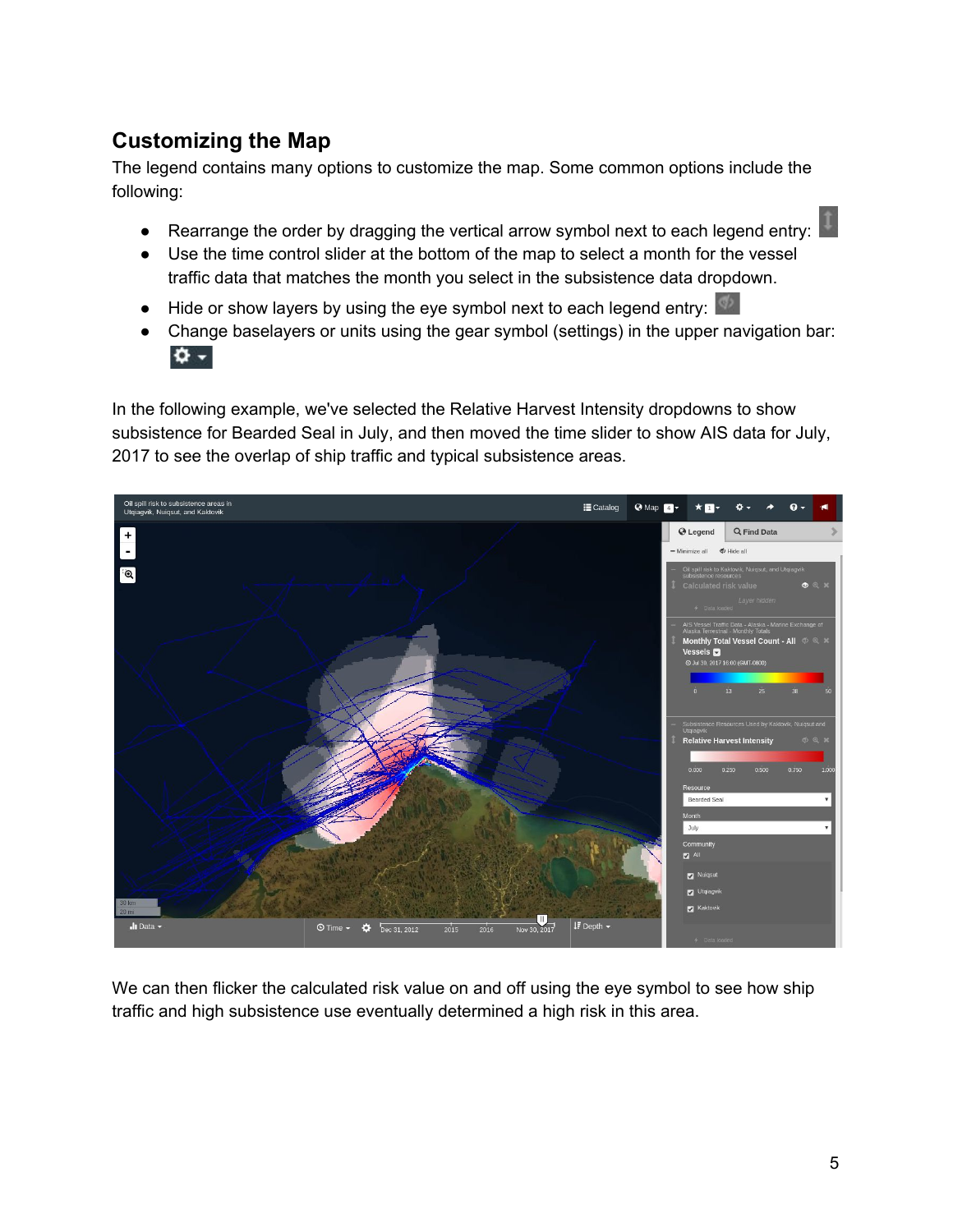## Customizing the Map

The legend contains many options to customize the map. Some common options include the following:

- Rearrange the order by dragging the vertical arrow symbol next to each legend entry:
- Use the time control slider at the bottom of the map to select a month for the vessel traffic data that matches the month you select in the subsistence data dropdown.
- Hide or show layers by using the eye symbol next to each legend entry:
- Change baselayers or units using the gear symbol (settings) in the upper navigation bar:

In the following example, we've selected the Relative Harvest Intensity dropdowns to show subsistence for Bearded Seal in July, and then moved the time slider to show AIS data for July, 2017 to see the overlap of ship traffic and typical subsistence areas.

We can then flicker the calculated risk value on and off using the eye symbol to see how ship traffic and high subsistence use eventually determined a high risk in this area.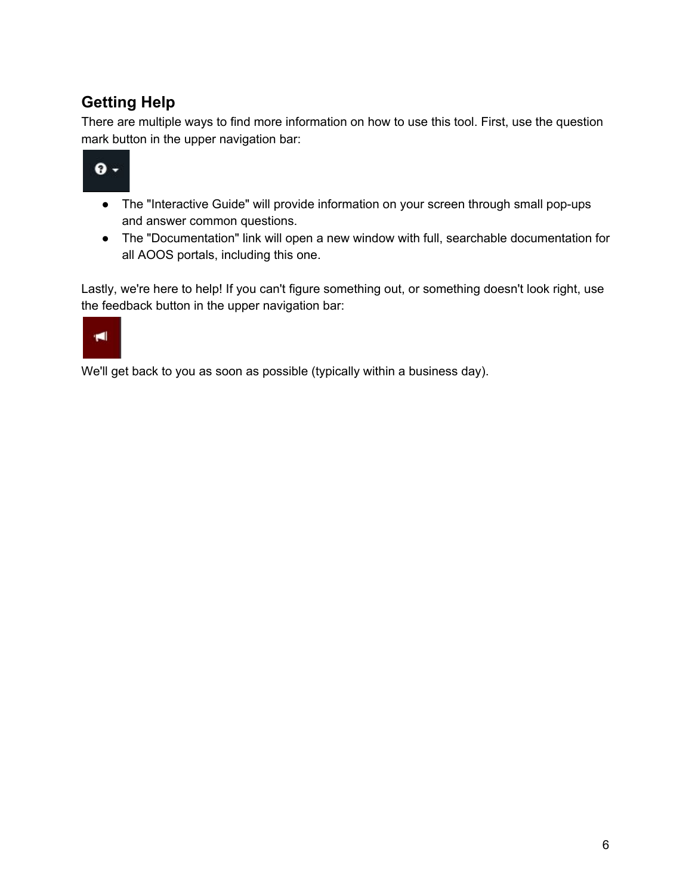## Getting Help

There are multiple ways to find more information on how to use this tool. First, use the question mark button in the upper navigation bar:

- The "Interactive Guide" will provide information on your screen through small pop-ups and answer common questions.
- The "Documentation" link will open a new window with full, searchable documentation for all AOOS portals, including this one.

Lastly, we're here to help! If you can't figure something out, or something doesn't look right, use the feedback button in the upper navigation bar:

We'll get back to you as soon as possible (typically within a business day).